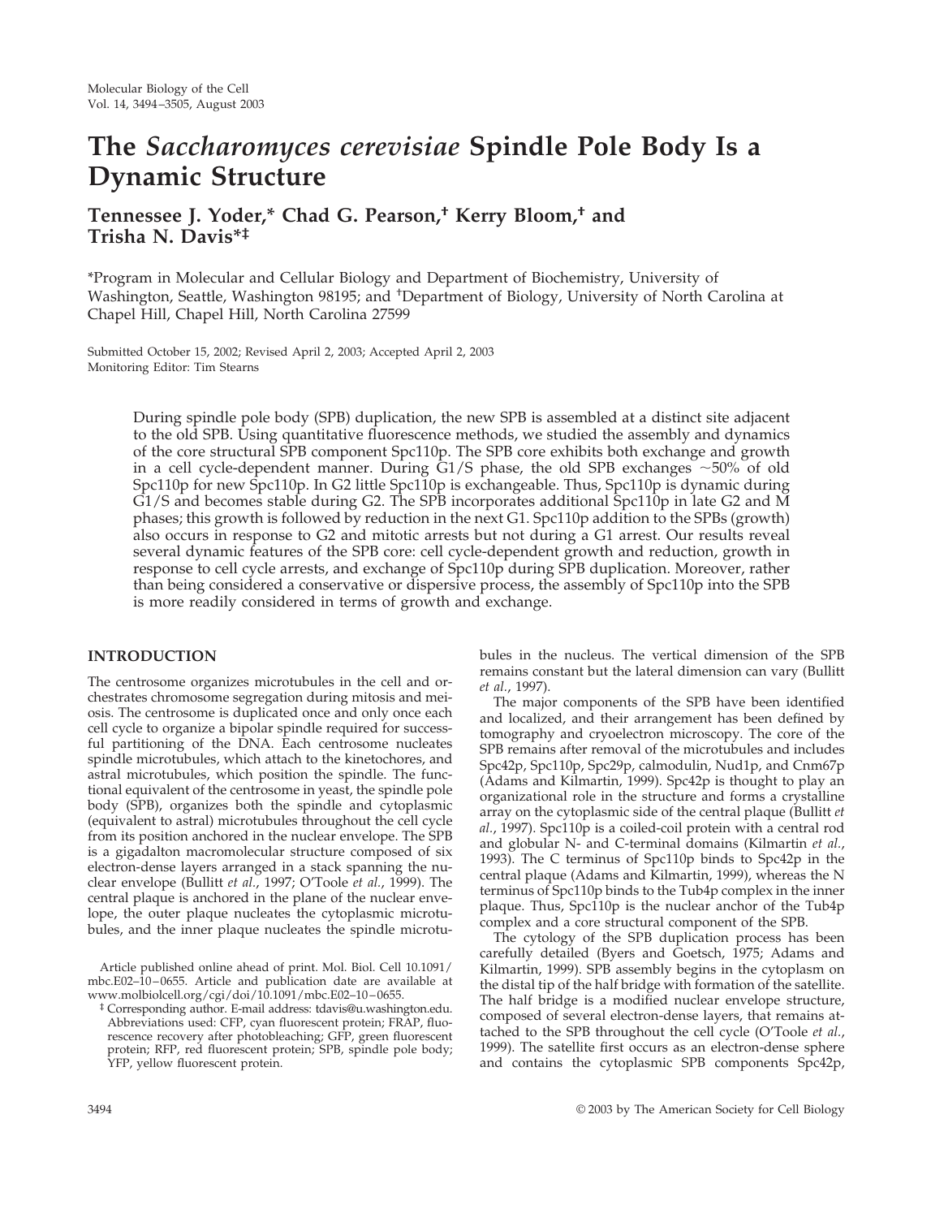# The *Saccharomyces cerevisiae* Spindle Pole Body Is a Dynamic Structure

**Tennessee J. Yoder,\* Chad G. Pearson,† Kerry Bloom,† and Trisha N. Davis\*‡**

\*Program in Molecular and Cellular Biology and Department of Biochemistry, University of Washington, Seattle, Washington 98195; and †Department of Biology, University of North Carolina at Chapel Hill, Chapel Hill, North Carolina 27599

Submitted October 15, 2002; Revised April 2, 2003; Accepted April 2, 2003
Monitoring Editor: Tim Stearns

During spindle pole body (SPB) duplication, the new SPB is assembled at a distinct site adjacent to the old SPB. Using quantitative fluorescence methods, we studied the assembly and dynamics of the core structural SPB component Spc110p. The SPB core exhibits both exchange and growth in a cell cycle-dependent manner. During G1/S phase, the old SPB exchanges ~50% of old Spc110p for new Spc110p. In G2 little Spc110p is exchangeable. Thus, Spc110p is dynamic during G1/S and becomes stable during G2. The SPB incorporates additional Spc110p in late G2 and M phases; this growth is followed by reduction in the next G1. Spc110p addition to the SPBs (growth) also occurs in response to G2 and mitotic arrests but not during a G1 arrest. Our results reveal several dynamic features of the SPB core: cell cycle-dependent growth and reduction, growth in response to cell cycle arrests, and exchange of Spc110p during SPB duplication. Moreover, rather than being considered a conservative or dispersive process, the assembly of Spc110p into the SPB is more readily considered in terms of growth and exchange.

## INTRODUCTION

The centrosome organizes microtubules in the cell and orchestrates chromosome segregation during mitosis and meiosis. The centrosome is duplicated once and only once each cell cycle to organize a bipolar spindle required for successful partitioning of the DNA. Each centrosome nucleates spindle microtubules, which attach to the kinetochores, and astral microtubules, which position the spindle. The functional equivalent of the centrosome in yeast, the spindle pole body (SPB), organizes both the spindle and cytoplasmic (equivalent to astral) microtubules throughout the cell cycle from its position anchored in the nuclear envelope. The SPB is a gigadalton macromolecular structure composed of six electron-dense layers arranged in a stack spanning the nuclear envelope (Bullitt *et al.*, 1997; O'Toole *et al.*, 1999). The central plaque is anchored in the plane of the nuclear envelope, the outer plaque nucleates the cytoplasmic microtubules, and the inner plaque nucleates the spindle microtubules in the nucleus. The vertical dimension of the SPB remains constant but the lateral dimension can vary (Bullitt *et al.*, 1997).

The major components of the SPB have been identified and localized, and their arrangement has been defined by tomography and cryoelectron microscopy. The core of the SPB remains after removal of the microtubules and includes Spc42p, Spc110p, Spc29p, calmodulin, Nud1p, and Cnm67p (Adams and Kilmartin, 1999). Spc42p is thought to play an organizational role in the structure and forms a crystalline array on the cytoplasmic side of the central plaque (Bullitt *et al.*, 1997). Spc110p is a coiled-coil protein with a central rod and globular N- and C-terminal domains (Kilmartin *et al.*, 1993). The C terminus of Spc110p binds to Spc42p in the central plaque (Adams and Kilmartin, 1999), whereas the N terminus of Spc110p binds to the Tub4p complex in the inner plaque. Thus, Spc110p is the nuclear anchor of the Tub4p complex and a core structural component of the SPB.

The cytology of the SPB duplication process has been carefully detailed (Byers and Goetsch, 1975; Adams and Kilmartin, 1999). SPB assembly begins in the cytoplasm on the distal tip of the half bridge with formation of the satellite. The half bridge is a modified nuclear envelope structure, composed of several electron-dense layers, that remains attached to the SPB throughout the cell cycle (O'Toole *et al.*, 1999). The satellite first occurs as an electron-dense sphere and contains the cytoplasmic SPB components Spc42p,

Article published online ahead of print. Mol. Biol. Cell 10.1091/mbc.E02–10–0655. Article and publication date are available at www.molbiolcell.org/cgi/doi/10.1091/mbc.E02–10–0655.

‡ Corresponding author. E-mail address: tdavis@u.washington.edu. Abbreviations used: CFP, cyan fluorescent protein; FRAP, fluorescence recovery after photobleaching; GFP, green fluorescent protein; RFP, red fluorescent protein; SPB, spindle pole body; YFP, yellow fluorescent protein.

© 2003 by The American Society for Cell Biology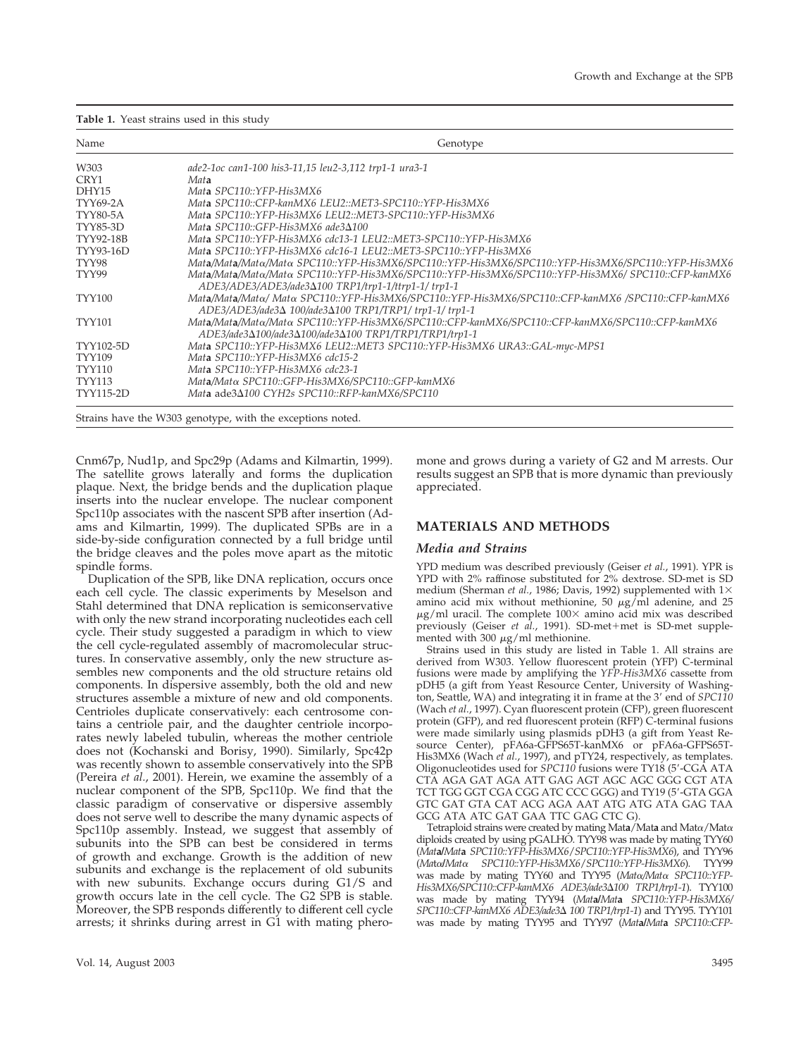**Table 1.** Yeast strains used in this study

| Name | Genotype |
| --- | --- |
| W303 | *ade2-1oc can1-100 his3-11,15 leu2-3,112 trp1-1 ura3-1* |
| CRY1 | *Mat***a** |
| DHY15 | *Mat***a** *SPC110::YFP-His3MX6* |
| TYY69-2A | *Mat***a** *SPC110::CFP-kanMX6 LEU2::MET3-SPC110::YFP-His3MX6* |
| TYY80-5A | *Mat***a** *SPC110::YFP-His3MX6 LEU2::MET3-SPC110::YFP-His3MX6* |
| TYY85-3D | *Mat***a** *SPC110::GFP-His3MX6 ade3Δ100* |
| TYY92-18B | *Mat***a** *SPC110::YFP-His3MX6 cdc13-1 LEU2::MET3-SPC110::YFP-His3MX6* |
| TYY93-16D | *Mat***a** *SPC110::YFP-His3MX6 cdc16-1 LEU2::MET3-SPC110::YFP-His3MX6* |
| TYY98 | *Mat***a**/*Mat***a**/*Matα*/*Matα SPC110::YFP-His3MX6/SPC110::YFP-His3MX6/SPC110::YFP-His3MX6/SPC110::YFP-His3MX6* |
| TYY99 | *Mat***a**/*Mat***a**/*Matα*/*Matα SPC110::YFP-His3MX6/SPC110::YFP-His3MX6/SPC110::YFP-His3MX6/ SPC110::CFP-kanMX6 ADE3/ADE3/ADE3/ade3Δ100 TRP1/trp1-1/ttrp1-1/ trp1-1* |
| TYY100 | *Mat***a**/*Mat***a**/*Matα*/ *Matα SPC110::YFP-His3MX6/SPC110::YFP-His3MX6/SPC110::CFP-kanMX6 /SPC110::CFP-kanMX6 ADE3/ADE3/ade3Δ 100/ade3Δ100 TRP1/TRP1/ trp1-1/ trp1-1* |
| TYY101 | *Mat***a**/*Mat***a**/*Matα*/*Matα SPC110::YFP-His3MX6/SPC110::CFP-kanMX6/SPC110::CFP-kanMX6/SPC110::CFP-kanMX6 ADE3/ade3Δ100/ade3Δ100/ade3Δ100 TRP1/TRP1/TRP1/trp1-1* |
| TYY102-5D | *Mat***a** *SPC110::YFP-His3MX6 LEU2::MET3 SPC110::YFP-His3MX6 URA3::GAL-myc-MPS1* |
| TYY109 | *Mat***a** *SPC110::YFP-His3MX6 cdc15-2* |
| TYY110 | *Mat***a** *SPC110::YFP-His3MX6 cdc23-1* |
| TYY113 | *Mat***a**/*Matα SPC110::GFP-His3MX6/SPC110::GFP-kanMX6* |
| TYY115-2D | *Mat***a** *ade3Δ100 CYH2s SPC110::RFP-kanMX6/SPC110* |

Strains have the W303 genotype, with the exceptions noted.

Cnm67p, Nud1p, and Spc29p (Adams and Kilmartin, 1999). The satellite grows laterally and forms the duplication plaque. Next, the bridge bends and the duplication plaque inserts into the nuclear envelope. The nuclear component Spc110p associates with the nascent SPB after insertion (Adams and Kilmartin, 1999). The duplicated SPBs are in a side-by-side configuration connected by a full bridge until the bridge cleaves and the poles move apart as the mitotic spindle forms.

Duplication of the SPB, like DNA replication, occurs once each cell cycle. The classic experiments by Meselson and Stahl determined that DNA replication is semiconservative with only the new strand incorporating nucleotides each cell cycle. Their study suggested a paradigm in which to view the cell cycle-regulated assembly of macromolecular structures. In conservative assembly, only the new structure assembles new components and the old structure retains old components. In dispersive assembly, both the old and new structures assemble a mixture of new and old components. Centrioles duplicate conservatively: each centrosome contains a centriole pair, and the daughter centriole incorporates newly labeled tubulin, whereas the mother centriole does not (Kochanski and Borisy, 1990). Similarly, Spc42p was recently shown to assemble conservatively into the SPB (Pereira *et al.*, 2001). Herein, we examine the assembly of a nuclear component of the SPB, Spc110p. We find that the classic paradigm of conservative or dispersive assembly does not serve well to describe the many dynamic aspects of Spc110p assembly. Instead, we suggest that assembly of subunits into the SPB can best be considered in terms of growth and exchange. Growth is the addition of new subunits and exchange is the replacement of old subunits with new subunits. Exchange occurs during G1/S and growth occurs late in the cell cycle. The G2 SPB is stable. Moreover, the SPB responds differently to different cell cycle arrests; it shrinks during arrest in G1 with mating pheromone and grows during a variety of G2 and M arrests. Our results suggest an SPB that is more dynamic than previously appreciated.

## MATERIALS AND METHODS

### Media and Strains

YPD medium was described previously (Geiser *et al.*, 1991). YPR is YPD with 2% raffinose substituted for 2% dextrose. SD-met is SD medium (Sherman *et al.*, 1986; Davis, 1992) supplemented with 1× amino acid mix without methionine, 50 μg/ml adenine, and 25 μg/ml uracil. The complete 100× amino acid mix was described previously (Geiser *et al.*, 1991). SD-met+met is SD-met supplemented with 300 μg/ml methionine.

Strains used in this study are listed in Table 1. All strains are derived from W303. Yellow fluorescent protein (YFP) C-terminal fusions were made by amplifying the *YFP-His3MX6* cassette from pDH5 (a gift from Yeast Resource Center, University of Washington, Seattle, WA) and integrating it in frame at the 3′ end of *SPC110* (Wach *et al.*, 1997). Cyan fluorescent protein (CFP), green fluorescent protein (GFP), and red fluorescent protein (RFP) C-terminal fusions were made similarly using plasmids pDH3 (a gift from Yeast Resource Center), pFA6a-GFPS65T-kanMX6 or pFA6a-GFPS65T-His3MX6 (Wach *et al.*, 1997), and pTY24, respectively, as templates. Oligonucleotides used for *SPC110* fusions were TY18 (5′-CGA ATA CTA AGA GAT AGA ATT GAG AGT AGC AGC GGG CGT ATA TCT TGG GGT CGA CGG ATC CCC GGG) and TY19 (5′-GTA GGA GTC GAT GTA CAT ACG AGA AAT ATG ATG ATA GAG TAA GCG ATA ATC GAT GAA TTC GAG CTC G).

Tetraploid strains were created by mating Mat**a**/Mat**a** and Matα/Matα diploids created by using pGALHO. TYY98 was made by mating TYY60 (*Mat***a**/*Mat***a** *SPC110::YFP-His3MX6/SPC110::YFP-His3MX6*), and TYY96 (*Matα*/*Matα SPC110::YFP-His3MX6/SPC110::YFP-His3MX6*). TYY99 was made by mating TYY60 and TYY95 (*Matα*/*Matα SPC110::YFP-His3MX6/SPC110::CFP-kanMX6 ADE3/ade3Δ100 TRP1/trp1-1*). TYY100 was made by mating TYY94 (*Mat***a**/*Mat***a** *SPC110::YFP-His3MX6/SPC110::CFP-kanMX6 ADE3/ade3Δ 100 TRP1/trp1-1*) and TYY95. TYY101 was made by mating TYY95 and TYY97 (*Mat***a**/*Mat***a** *SPC110::CFP-*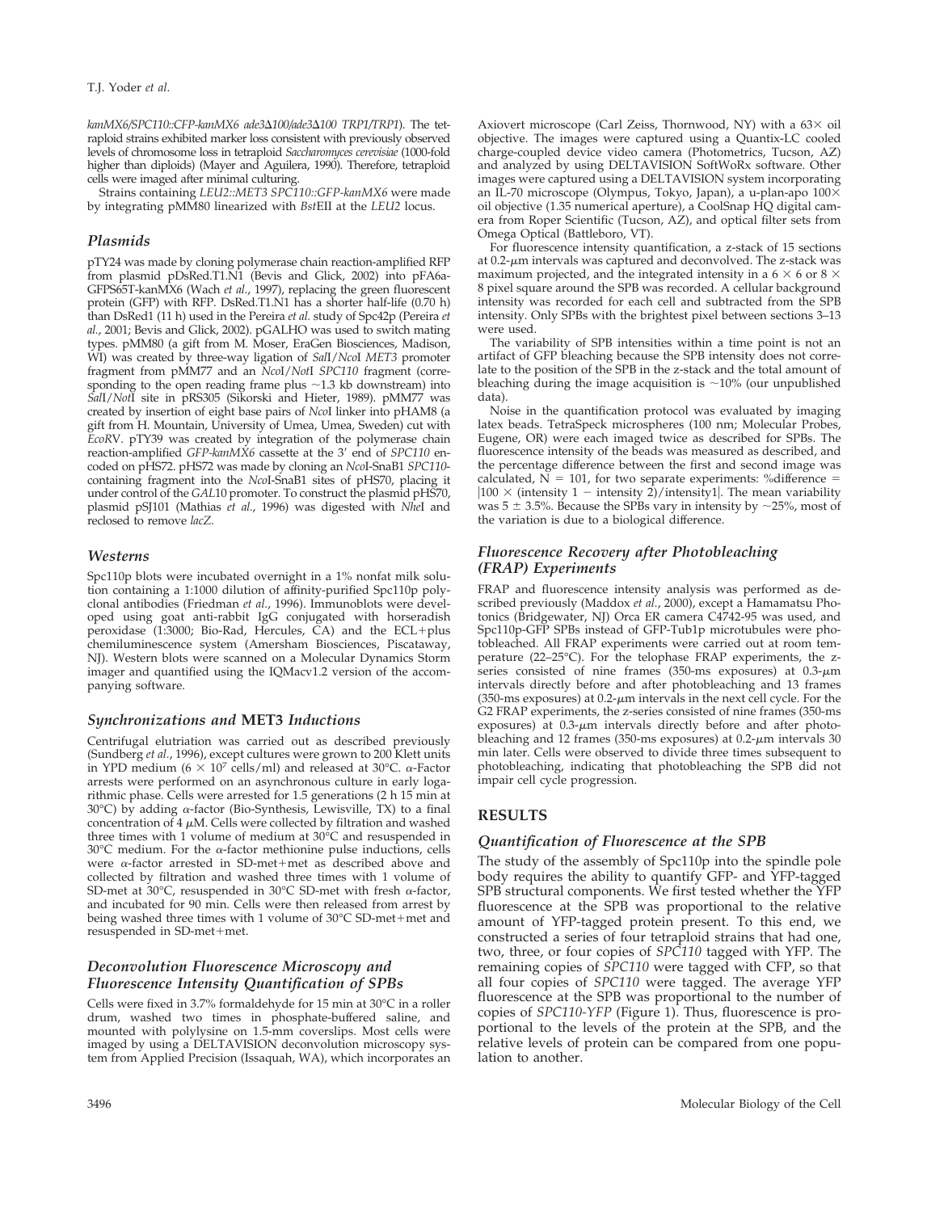*kanMX6/SPC110::CFP-kanMX6 ade3Δ100/ade3Δ100 TRP1/TRP1*). The tetraploid strains exhibited marker loss consistent with previously observed levels of chromosome loss in tetraploid *Saccharomyces cerevisiae* (1000-fold higher than diploids) (Mayer and Aguilera, 1990). Therefore, tetraploid cells were imaged after minimal culturing.

Strains containing *LEU2::MET3 SPC110::GFP-kanMX6* were made by integrating pMM80 linearized with *Bst*EII at the *LEU2* locus.

## Plasmids

pTY24 was made by cloning polymerase chain reaction-amplified RFP from plasmid pDsRed.T1.N1 (Bevis and Glick, 2002) into pFA6a-GFPS65T-kanMX6 (Wach *et al.*, 1997), replacing the green fluorescent protein (GFP) with RFP. DsRed.T1.N1 has a shorter half-life (0.70 h) than DsRed1 (11 h) used in the Pereira *et al.* study of Spc42p (Pereira *et al.*, 2001; Bevis and Glick, 2002). pGALHO was used to switch mating types. pMM80 (a gift from M. Moser, EraGen Biosciences, Madison, WI) was created by three-way ligation of *Sal*I/*Nco*I *MET3* promoter fragment from pMM77 and an *Nco*I/*Not*I *SPC110* fragment (corresponding to the open reading frame plus ~1.3 kb downstream) into *Sal*I/*Not*I site in pRS305 (Sikorski and Hieter, 1989). pMM77 was created by insertion of eight base pairs of *Nco*I linker into pHAM8 (a gift from H. Mountain, University of Umea, Umea, Sweden) cut with *Eco*RV. pTY39 was created by integration of the polymerase chain reaction-amplified *GFP-kanMX6* cassette at the 3′ end of *SPC110* encoded on pHS72. pHS72 was made by cloning an *Nco*I-SnaB1 *SPC110*-containing fragment into the *Nco*I-SnaB1 sites of pHS70, placing it under control of the *GAL10* promoter. To construct the plasmid pHS70, plasmid pSJ101 (Mathias *et al.*, 1996) was digested with *Nhe*I and reclosed to remove *lacZ*.

## Westerns

Spc110p blots were incubated overnight in a 1% nonfat milk solution containing a 1:1000 dilution of affinity-purified Spc110p polyclonal antibodies (Friedman *et al.*, 1996). Immunoblots were developed using goat anti-rabbit IgG conjugated with horseradish peroxidase (1:3000; Bio-Rad, Hercules, CA) and the ECL+plus chemiluminescence system (Amersham Biosciences, Piscataway, NJ). Western blots were scanned on a Molecular Dynamics Storm imager and quantified using the IQMacv1.2 version of the accompanying software.

## Synchronizations and *MET3* Inductions

Centrifugal elutriation was carried out as described previously (Sundberg *et al.*, 1996), except cultures were grown to 200 Klett units in YPD medium ($6 \times 10^7$ cells/ml) and released at 30°C. α-Factor arrests were performed on an asynchronous culture in early logarithmic phase. Cells were arrested for 1.5 generations (2 h 15 min at 30°C) by adding α-factor (Bio-Synthesis, Lewisville, TX) to a final concentration of 4 μM. Cells were collected by filtration and washed three times with 1 volume of medium at 30°C and resuspended in 30°C medium. For the α-factor methionine pulse inductions, cells were α-factor arrested in SD-met+met as described above and collected by filtration and washed three times with 1 volume of SD-met at 30°C, resuspended in 30°C SD-met with fresh α-factor, and incubated for 90 min. Cells were then released from arrest by being washed three times with 1 volume of 30°C SD-met+met and resuspended in SD-met+met.

## Deconvolution Fluorescence Microscopy and Fluorescence Intensity Quantification of SPBs

Cells were fixed in 3.7% formaldehyde for 15 min at 30°C in a roller drum, washed two times in phosphate-buffered saline, and mounted with polylysine on 1.5-mm coverslips. Most cells were imaged by using a DELTAVISION deconvolution microscopy system from Applied Precision (Issaquah, WA), which incorporates an Axiovert microscope (Carl Zeiss, Thornwood, NY) with a 63× oil objective. The images were captured using a Quantix-LC cooled charge-coupled device video camera (Photometrics, Tucson, AZ) and analyzed by using DELTAVISION SoftWoRx software. Other images were captured using a DELTAVISION system incorporating an IL-70 microscope (Olympus, Tokyo, Japan), a u-plan-apo 100× oil objective (1.35 numerical aperture), a CoolSnap HQ digital camera from Roper Scientific (Tucson, AZ), and optical filter sets from Omega Optical (Battleboro, VT).

For fluorescence intensity quantification, a z-stack of 15 sections at 0.2-μm intervals was captured and deconvolved. The z-stack was maximum projected, and the integrated intensity in a 6 × 6 or 8 × 8 pixel square around the SPB was recorded. A cellular background intensity was recorded for each cell and subtracted from the SPB intensity. Only SPBs with the brightest pixel between sections 3–13 were used.

The variability of SPB intensities within a time point is not an artifact of GFP bleaching because the SPB intensity does not correlate to the position of the SPB in the z-stack and the total amount of bleaching during the image acquisition is ~10% (our unpublished data).

Noise in the quantification protocol was evaluated by imaging latex beads. TetraSpeck microspheres (100 nm; Molecular Probes, Eugene, OR) were each imaged twice as described for SPBs. The fluorescence intensity of the beads was measured as described, and the percentage difference between the first and second image was calculated, N = 101, for two separate experiments: %difference = |100 × (intensity 1 − intensity 2)/intensity1|. The mean variability was 5 ± 3.5%. Because the SPBs vary in intensity by ~25%, most of the variation is due to a biological difference.

## Fluorescence Recovery after Photobleaching (FRAP) Experiments

FRAP and fluorescence intensity analysis was performed as described previously (Maddox *et al.*, 2000), except a Hamamatsu Photonics (Bridgewater, NJ) Orca ER camera C4742-95 was used, and Spc110p-GFP SPBs instead of GFP-Tub1p microtubules were photobleached. All FRAP experiments were carried out at room temperature (22–25°C). For the telophase FRAP experiments, the z-series consisted of nine frames (350-ms exposures) at 0.3-μm intervals directly before and after photobleaching and 13 frames (350-ms exposures) at 0.2-μm intervals in the next cell cycle. For the G2 FRAP experiments, the z-series consisted of nine frames (350-ms exposures) at 0.3-μm intervals directly before and after photobleaching and 12 frames (350-ms exposures) at 0.2-μm intervals 30 min later. Cells were observed to divide three times subsequent to photobleaching, indicating that photobleaching the SPB did not impair cell cycle progression.

# RESULTS

## Quantification of Fluorescence at the SPB

The study of the assembly of Spc110p into the spindle pole body requires the ability to quantify GFP- and YFP-tagged SPB structural components. We first tested whether the YFP fluorescence at the SPB was proportional to the relative amount of YFP-tagged protein present. To this end, we constructed a series of four tetraploid strains that had one, two, three, or four copies of *SPC110* tagged with YFP. The remaining copies of *SPC110* were tagged with CFP, so that all four copies of *SPC110* were tagged. The average YFP fluorescence at the SPB was proportional to the number of copies of *SPC110-YFP* (Figure 1). Thus, fluorescence is proportional to the levels of the protein at the SPB, and the relative levels of protein can be compared from one population to another.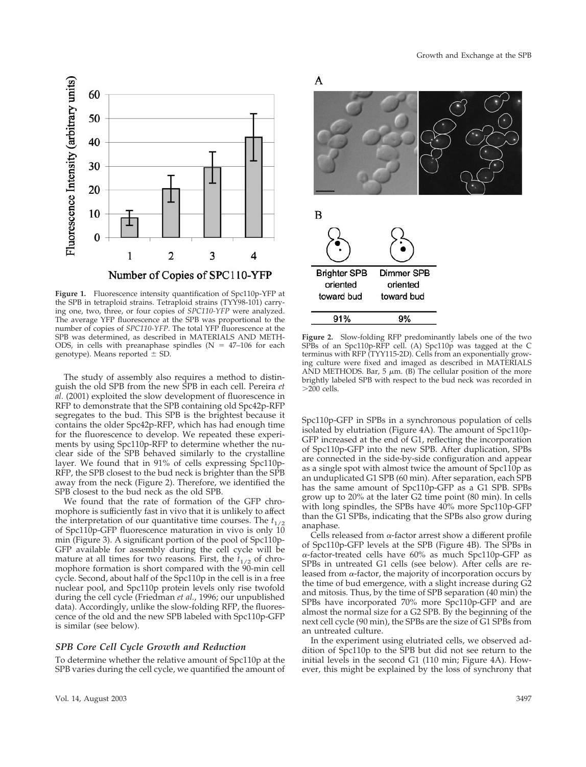**Figure 1.** Fluorescence intensity quantification of Spc110p-YFP at the SPB in tetraploid strains. Tetraploid strains (TYY98-101) carrying one, two, three, or four copies of *SPC110-YFP* were analyzed. The average YFP fluorescence at the SPB was proportional to the number of copies of *SPC110-YFP*. The total YFP fluorescence at the SPB was determined, as described in MATERIALS AND METHODS, in cells with preanaphase spindles (N = 47–106 for each genotype). Means reported ± SD.

**Figure 2.** Slow-folding RFP predominantly labels one of the two SPBs of an Spc110p-RFP cell. (A) Spc110p was tagged at the C terminus with RFP (TYY115-2D). Cells from an exponentially growing culture were fixed and imaged as described in MATERIALS AND METHODS. Bar, 5 μm. (B) The cellular position of the more brightly labeled SPB with respect to the bud neck was recorded in >200 cells.

| Brighter SPB oriented toward bud | Dimmer SPB oriented toward bud |
|---|---|
| 91% | 9% |

The study of assembly also requires a method to distinguish the old SPB from the new SPB in each cell. Pereira *et al.* (2001) exploited the slow development of fluorescence in RFP to demonstrate that the SPB containing old Spc42p-RFP segregates to the bud. This SPB is the brightest because it contains the older Spc42p-RFP, which has had enough time for the fluorescence to develop. We repeated these experiments by using Spc110p-RFP to determine whether the nuclear side of the SPB behaved similarly to the crystalline layer. We found that in 91% of cells expressing Spc110p-RFP, the SPB closest to the bud neck is brighter than the SPB away from the neck (Figure 2). Therefore, we identified the SPB closest to the bud neck as the old SPB.

We found that the rate of formation of the GFP chromophore is sufficiently fast in vivo that it is unlikely to affect the interpretation of our quantitative time courses. The $t_{1/2}$ of Spc110p-GFP fluorescence maturation in vivo is only 10 min (Figure 3). A significant portion of the pool of Spc110p-GFP available for assembly during the cell cycle will be mature at all times for two reasons. First, the $t_{1/2}$ of chromophore formation is short compared with the 90-min cell cycle. Second, about half of the Spc110p in the cell is in a free nuclear pool, and Spc110p protein levels only rise twofold during the cell cycle (Friedman *et al.*, 1996; our unpublished data). Accordingly, unlike the slow-folding RFP, the fluorescence of the old and the new SPB labeled with Spc110p-GFP is similar (see below).

### SPB Core Cell Cycle Growth and Reduction

To determine whether the relative amount of Spc110p at the SPB varies during the cell cycle, we quantified the amount of Spc110p-GFP in SPBs in a synchronous population of cells isolated by elutriation (Figure 4A). The amount of Spc110p-GFP increased at the end of G1, reflecting the incorporation of Spc110p-GFP into the new SPB. After duplication, SPBs are connected in the side-by-side configuration and appear as a single spot with almost twice the amount of Spc110p as an unduplicated G1 SPB (60 min). After separation, each SPB has the same amount of Spc110p-GFP as a G1 SPB. SPBs grow up to 20% at the later G2 time point (80 min). In cells with long spindles, the SPBs have 40% more Spc110p-GFP than the G1 SPBs, indicating that the SPBs also grow during anaphase.

Cells released from α-factor arrest show a different profile of Spc110p-GFP levels at the SPB (Figure 4B). The SPBs in α-factor-treated cells have 60% as much Spc110p-GFP as SPBs in untreated G1 cells (see below). After cells are released from α-factor, the majority of incorporation occurs by the time of bud emergence, with a slight increase during G2 and mitosis. Thus, by the time of SPB separation (40 min) the SPBs have incorporated 70% more Spc110p-GFP and are almost the normal size for a G2 SPB. By the beginning of the next cell cycle (90 min), the SPBs are the size of G1 SPBs from an untreated culture.

In the experiment using elutriated cells, we observed addition of Spc110p to the SPB but did not see return to the initial levels in the second G1 (110 min; Figure 4A). However, this might be explained by the loss of synchrony that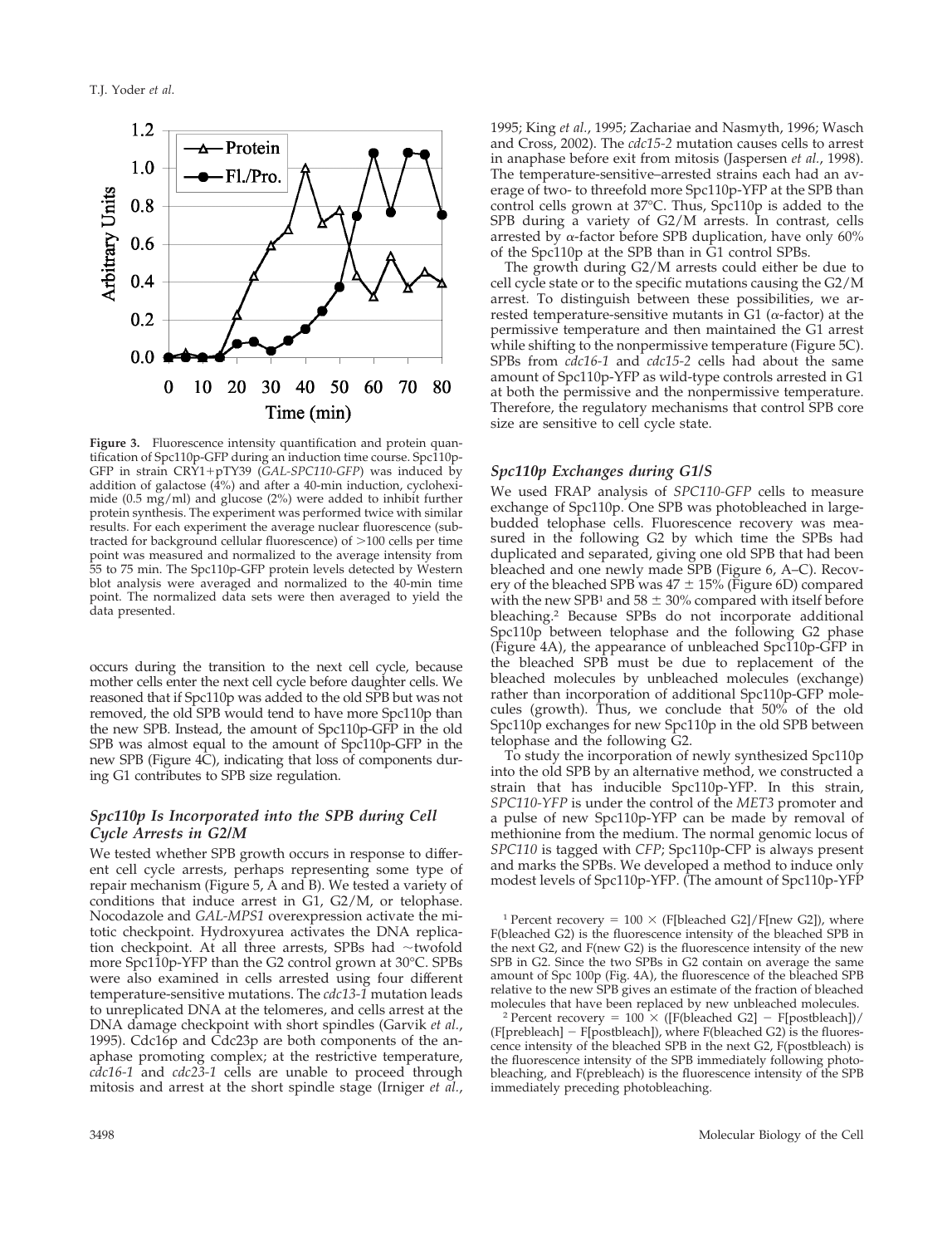**Figure 3.** Fluorescence intensity quantification and protein quantification of Spc110p-GFP during an induction time course. Spc110p-GFP in strain CRY1+pTY39 (*GAL-SPC110-GFP*) was induced by addition of galactose (4%) and after a 40-min induction, cycloheximide (0.5 mg/ml) and glucose (2%) were added to inhibit further protein synthesis. The experiment was performed twice with similar results. For each experiment the average nuclear fluorescence (subtracted for background cellular fluorescence) of >100 cells per time point was measured and normalized to the average intensity from 55 to 75 min. The Spc110p-GFP protein levels detected by Western blot analysis were averaged and normalized to the 40-min time point. The normalized data sets were then averaged to yield the data presented.

occurs during the transition to the next cell cycle, because mother cells enter the next cell cycle before daughter cells. We reasoned that if Spc110p was added to the old SPB but was not removed, the old SPB would tend to have more Spc110p than the new SPB. Instead, the amount of Spc110p-GFP in the old SPB was almost equal to the amount of Spc110p-GFP in the new SPB (Figure 4C), indicating that loss of components during G1 contributes to SPB size regulation.

### *Spc110p Is Incorporated into the SPB during Cell Cycle Arrests in G2/M*

We tested whether SPB growth occurs in response to different cell cycle arrests, perhaps representing some type of repair mechanism (Figure 5, A and B). We tested a variety of conditions that induce arrest in G1, G2/M, or telophase. Nocodazole and *GAL-MPS1* overexpression activate the mitotic checkpoint. Hydroxyurea activates the DNA replication checkpoint. At all three arrests, SPBs had ~twofold more Spc110p-YFP than the G2 control grown at 30°C. SPBs were also examined in cells arrested using four different temperature-sensitive mutations. The *cdc13-1* mutation leads to unreplicated DNA at the telomeres, and cells arrest at the DNA damage checkpoint with short spindles (Garvik *et al.*, 1995). Cdc16p and Cdc23p are both components of the anaphase promoting complex; at the restrictive temperature, *cdc16-1* and *cdc23-1* cells are unable to proceed through mitosis and arrest at the short spindle stage (Irniger *et al.*, 1995; King *et al.*, 1995; Zachariae and Nasmyth, 1996; Wasch and Cross, 2002). The *cdc15-2* mutation causes cells to arrest in anaphase before exit from mitosis (Jaspersen *et al.*, 1998). The temperature-sensitive–arrested strains each had an average of two- to threefold more Spc110p-YFP at the SPB than control cells grown at 37°C. Thus, Spc110p is added to the SPB during a variety of G2/M arrests. In contrast, cells arrested by α-factor before SPB duplication, have only 60% of the Spc110p at the SPB than in G1 control SPBs.

The growth during G2/M arrests could either be due to cell cycle state or to the specific mutations causing the G2/M arrest. To distinguish between these possibilities, we arrested temperature-sensitive mutants in G1 (α-factor) at the permissive temperature and then maintained the G1 arrest while shifting to the nonpermissive temperature (Figure 5C). SPBs from *cdc16-1* and *cdc15-2* cells had about the same amount of Spc110p-YFP as wild-type controls arrested in G1 at both the permissive and the nonpermissive temperature. Therefore, the regulatory mechanisms that control SPB core size are sensitive to cell cycle state.

### *Spc110p Exchanges during G1/S*

We used FRAP analysis of *SPC110-GFP* cells to measure exchange of Spc110p. One SPB was photobleached in large-budded telophase cells. Fluorescence recovery was measured in the following G2 by which time the SPBs had duplicated and separated, giving one old SPB that had been bleached and one newly made SPB (Figure 6, A–C). Recovery of the bleached SPB was 47 ± 15% (Figure 6D) compared with the new SPB[1] and 58 ± 30% compared with itself before bleaching.[2] Because SPBs do not incorporate additional Spc110p between telophase and the following G2 phase (Figure 4A), the appearance of unbleached Spc110p-GFP in the bleached SPB must be due to replacement of the bleached molecules by unbleached molecules (exchange) rather than incorporation of additional Spc110p-GFP molecules (growth). Thus, we conclude that 50% of the old Spc110p exchanges for new Spc110p in the old SPB between telophase and the following G2.

To study the incorporation of newly synthesized Spc110p into the old SPB by an alternative method, we constructed a strain that has inducible Spc110p-YFP. In this strain, *SPC110-YFP* is under the control of the *MET3* promoter and a pulse of new Spc110p-YFP can be made by removal of methionine from the medium. The normal genomic locus of *SPC110* is tagged with *CFP*; Spc110p-CFP is always present and marks the SPBs. We developed a method to induce only modest levels of Spc110p-YFP. (The amount of Spc110p-YFP

[1] Percent recovery = 100 × (F[bleached G2]/F[new G2]), where F(bleached G2) is the fluorescence intensity of the bleached SPB in the next G2, and F(new G2) is the fluorescence intensity of the new SPB in G2. Since the two SPBs in G2 contain on average the same amount of Spc 100p (Fig. 4A), the fluorescence of the bleached SPB relative to the new SPB gives an estimate of the fraction of bleached molecules that have been replaced by new unbleached molecules.

[2] Percent recovery = 100 × ([F(bleached G2] − F[postbleach])/(F[prebleach] − F[postbleach]), where F(bleached G2) is the fluorescence intensity of the bleached SPB in the next G2, F(postbleach) is the fluorescence intensity of the SPB immediately following photobleaching, and F(prebleach) is the fluorescence intensity of the SPB immediately preceding photobleaching.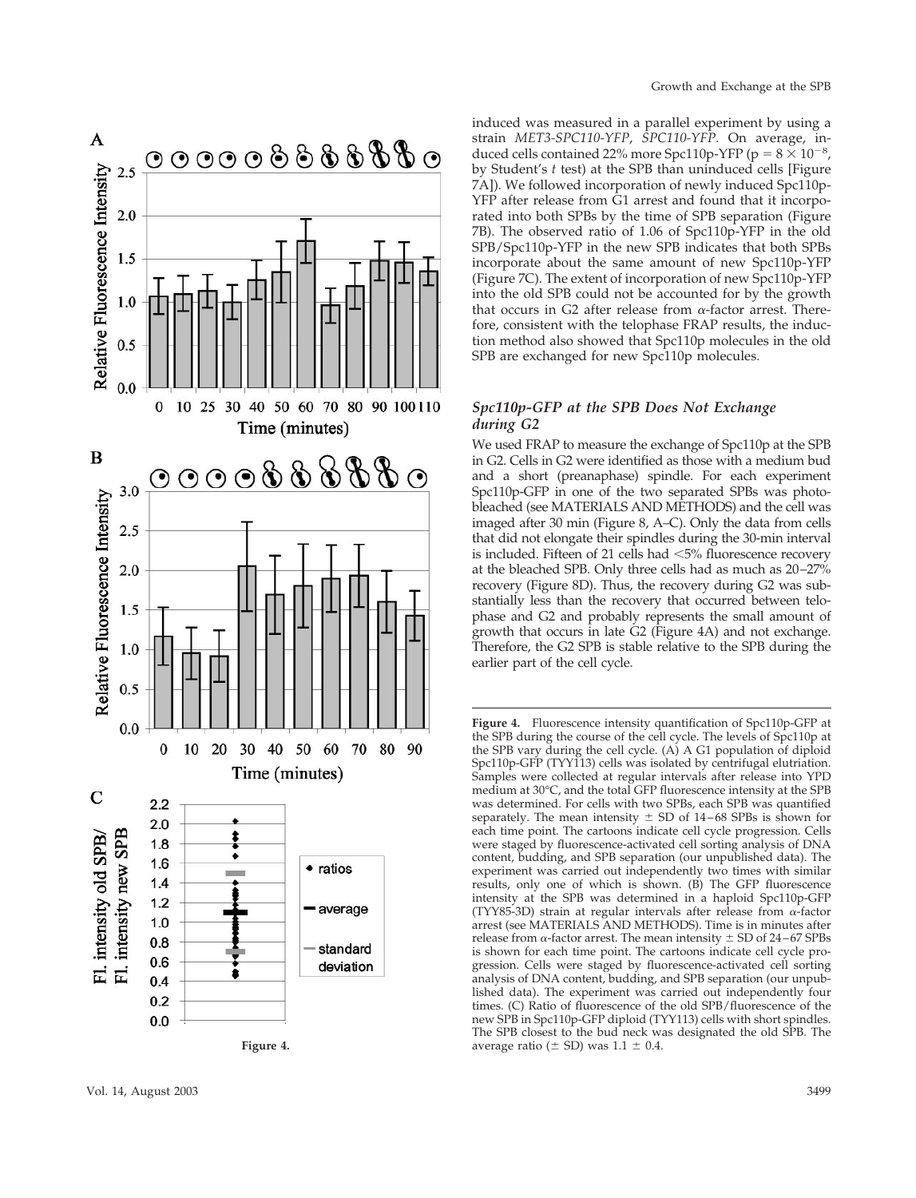induced was measured in a parallel experiment by using a strain *MET3-SPC110-YFP*, *SPC110-YFP*. On average, induced cells contained 22% more Spc110p-YFP ($p = 8 \times 10^{-8}$, by Student's *t* test) at the SPB than uninduced cells [Figure 7A]). We followed incorporation of newly induced Spc110p-YFP after release from G1 arrest and found that it incorporated into both SPBs by the time of SPB separation (Figure 7B). The observed ratio of 1.06 of Spc110p-YFP in the old SPB/Spc110p-YFP in the new SPB indicates that both SPBs incorporate about the same amount of new Spc110p-YFP (Figure 7C). The extent of incorporation of new Spc110p-YFP into the old SPB could not be accounted for by the growth that occurs in G2 after release from α-factor arrest. Therefore, consistent with the telophase FRAP results, the induction method also showed that Spc110p molecules in the old SPB are exchanged for new Spc110p molecules.

### *Spc110p-GFP at the SPB Does Not Exchange during G2*

We used FRAP to measure the exchange of Spc110p at the SPB in G2. Cells in G2 were identified as those with a medium bud and a short (preanaphase) spindle. For each experiment Spc110p-GFP in one of the two separated SPBs was photobleached (see MATERIALS AND METHODS) and the cell was imaged after 30 min (Figure 8, A–C). Only the data from cells that did not elongate their spindles during the 30-min interval is included. Fifteen of 21 cells had <5% fluorescence recovery at the bleached SPB. Only three cells had as much as 20–27% recovery (Figure 8D). Thus, the recovery during G2 was substantially less than the recovery that occurred between telophase and G2 and probably represents the small amount of growth that occurs in late G2 (Figure 4A) and not exchange. Therefore, the G2 SPB is stable relative to the SPB during the earlier part of the cell cycle.

**Figure 4.** Fluorescence intensity quantification of Spc110p-GFP at the SPB during the course of the cell cycle. The levels of Spc110p at the SPB vary during the cell cycle. (A) A G1 population of diploid Spc110p-GFP (TYY113) cells was isolated by centrifugal elutriation. Samples were collected at regular intervals after release into YPD medium at 30°C, and the total GFP fluorescence intensity at the SPB was determined. For cells with two SPBs, each SPB was quantified separately. The mean intensity ± SD of 14–68 SPBs is shown for each time point. The cartoons indicate cell cycle progression. Cells were staged by fluorescence-activated cell sorting analysis of DNA content, budding, and SPB separation (our unpublished data). The experiment was carried out independently two times with similar results, only one of which is shown. (B) The GFP fluorescence intensity at the SPB was determined in a haploid Spc110p-GFP (TYY85-3D) strain at regular intervals after release from α-factor arrest (see MATERIALS AND METHODS). Time is in minutes after release from α-factor arrest. The mean intensity ± SD of 24–67 SPBs is shown for each time point. The cartoons indicate cell cycle progression. Cells were staged by fluorescence-activated cell sorting analysis of DNA content, budding, and SPB separation (our unpublished data). The experiment was carried out independently four times. (C) Ratio of fluorescence of the old SPB/fluorescence of the new SPB in Spc110p-GFP diploid (TYY113) cells with short spindles. The SPB closest to the bud neck was designated the old SPB. The average ratio (± SD) was 1.1 ± 0.4.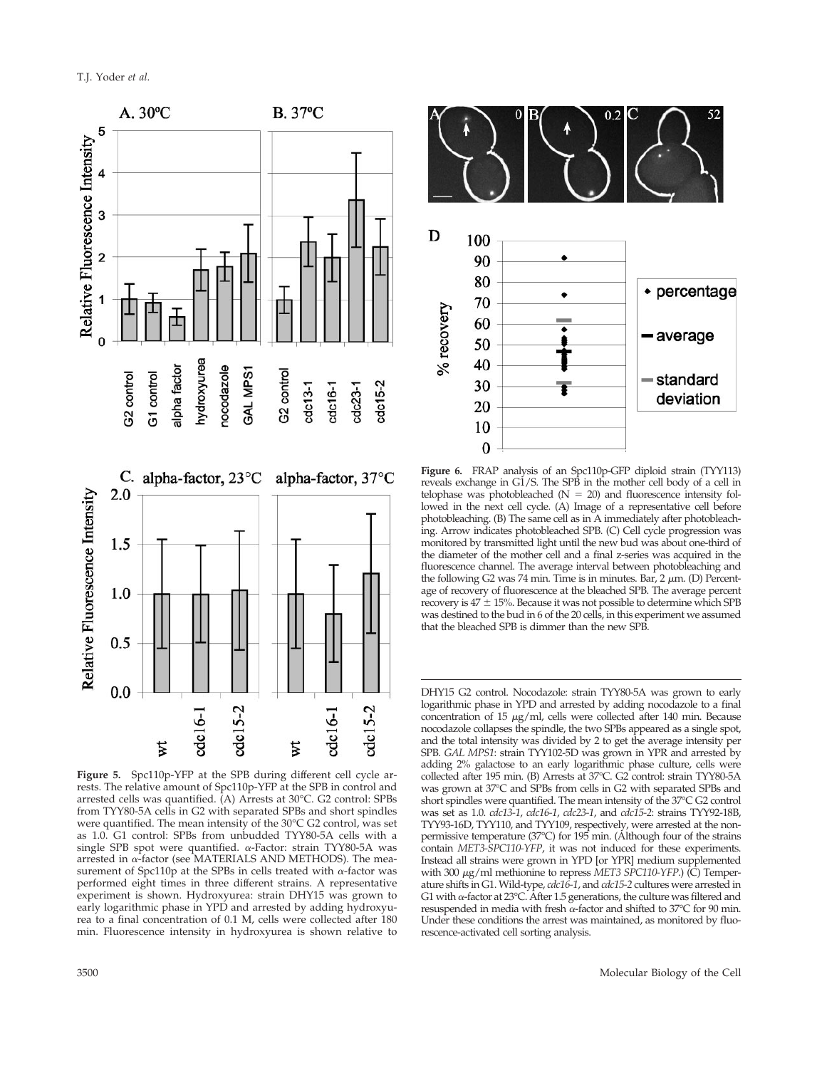**Figure 5.** Spc110p-YFP at the SPB during different cell cycle arrests. The relative amount of Spc110p-YFP at the SPB in control and arrested cells was quantified. (A) Arrests at 30°C. G2 control: SPBs from TYY80-5A cells in G2 with separated SPBs and short spindles were quantified. The mean intensity of the 30°C G2 control, was set as 1.0. G1 control: SPBs from unbudded TYY80-5A cells with a single SPB spot were quantified. α-Factor: strain TYY80-5A was arrested in α-factor (see MATERIALS AND METHODS). The measurement of Spc110p at the SPBs in cells treated with α-factor was performed eight times in three different strains. A representative experiment is shown. Hydroxyurea: strain DHY15 was grown to early logarithmic phase in YPD and arrested by adding hydroxyurea to a final concentration of 0.1 M, cells were collected after 180 min. Fluorescence intensity in hydroxyurea is shown relative to DHY15 G2 control. Nocodazole: strain TYY80-5A was grown to early logarithmic phase in YPD and arrested by adding nocodazole to a final concentration of 15 μg/ml, cells were collected after 140 min. Because nocodazole collapses the spindle, the two SPBs appeared as a single spot, and the total intensity was divided by 2 to get the average intensity per SPB. *GAL MPS1*: strain TYY102-5D was grown in YPR and arrested by adding 2% galactose to an early logarithmic phase culture, cells were collected after 195 min. (B) Arrests at 37°C. G2 control: strain TYY80-5A was grown at 37°C and SPBs from cells in G2 with separated SPBs and short spindles were quantified. The mean intensity of the 37°C G2 control was set as 1.0. *cdc13-1*, *cdc16-1*, *cdc23-1*, and *cdc15-2*: strains TYY92-18B, TYY93-16D, TYY110, and TYY109, respectively, were arrested at the nonpermissive temperature (37°C) for 195 min. (Although four of the strains contain *MET3-SPC110-YFP*, it was not induced for these experiments. Instead all strains were grown in YPD [or YPR] medium supplemented with 300 μg/ml methionine to repress *MET3 SPC110-YFP*.) (C) Temperature shifts in G1. Wild-type, *cdc16-1*, and *cdc15-2* cultures were arrested in G1 with α-factor at 23°C. After 1.5 generations, the culture was filtered and resuspended in media with fresh α-factor and shifted to 37°C for 90 min. Under these conditions the arrest was maintained, as monitored by fluorescence-activated cell sorting analysis.

**Figure 6.** FRAP analysis of an Spc110p-GFP diploid strain (TYY113) reveals exchange in G1/S. The SPB in the mother cell body of a cell in telophase was photobleached (N = 20) and fluorescence intensity followed in the next cell cycle. (A) Image of a representative cell before photobleaching. (B) The same cell as in A immediately after photobleaching. Arrow indicates photobleached SPB. (C) Cell cycle progression was monitored by transmitted light until the new bud was about one-third of the diameter of the mother cell and a final z-series was acquired in the fluorescence channel. The average interval between photobleaching and the following G2 was 74 min. Time is in minutes. Bar, 2 μm. (D) Percentage of recovery of fluorescence at the bleached SPB. The average percent recovery is 47 ± 15%. Because it was not possible to determine which SPB was destined to the bud in 6 of the 20 cells, in this experiment we assumed that the bleached SPB is dimmer than the new SPB.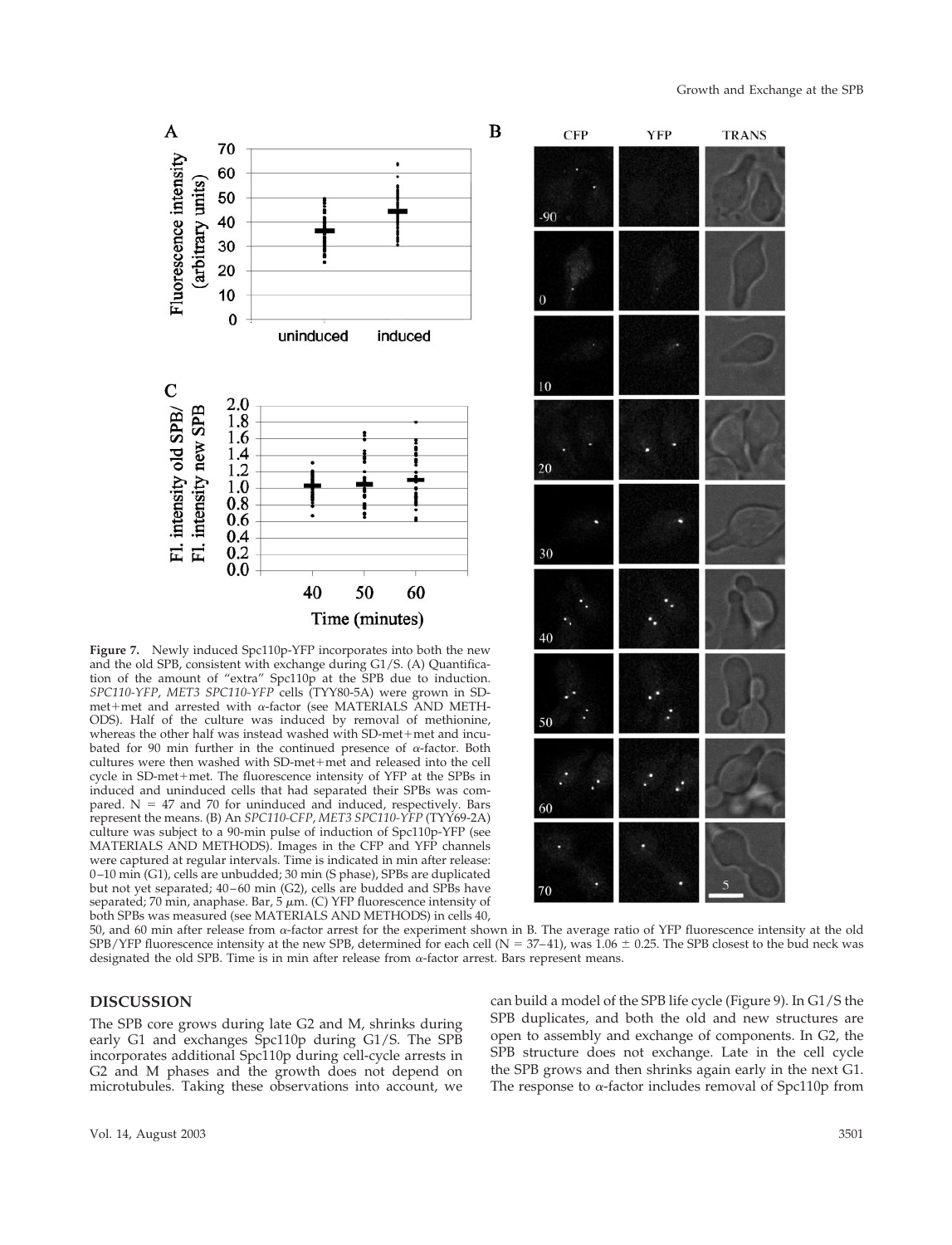**Figure 7.** Newly induced Spc110p-YFP incorporates into both the new and the old SPB, consistent with exchange during G1/S. (A) Quantification of the amount of "extra" Spc110p at the SPB due to induction. *SPC110-YFP*, *MET3 SPC110-YFP* cells (TYY80-5A) were grown in SD-met+met and arrested with α-factor (see MATERIALS AND METHODS). Half of the culture was induced by removal of methionine, whereas the other half was instead washed with SD-met+met and incubated for 90 min further in the continued presence of α-factor. Both cultures were then washed with SD-met+met and released into the cell cycle in SD-met+met. The fluorescence intensity of YFP at the SPBs in induced and uninduced cells that had separated their SPBs was compared. N = 47 and 70 for uninduced and induced, respectively. Bars represent the means. (B) An *SPC110-CFP*, *MET3 SPC110-YFP* (TYY69-2A) culture was subject to a 90-min pulse of induction of Spc110p-YFP (see MATERIALS AND METHODS). Images in the CFP and YFP channels were captured at regular intervals. Time is indicated in min after release: 0–10 min (G1), cells are unbudded; 30 min (S phase), SPBs are duplicated but not yet separated; 40–60 min (G2), cells are budded and SPBs have separated; 70 min, anaphase. Bar, 5 μm. (C) YFP fluorescence intensity of both SPBs was measured (see MATERIALS AND METHODS) in cells 40, 50, and 60 min after release from α-factor arrest for the experiment shown in B. The average ratio of YFP fluorescence intensity at the old SPB/YFP fluorescence intensity at the new SPB, determined for each cell (N = 37–41), was 1.06 ± 0.25. The SPB closest to the bud neck was designated the old SPB. Time is in min after release from α-factor arrest. Bars represent means.

## DISCUSSION

The SPB core grows during late G2 and M, shrinks during early G1 and exchanges Spc110p during G1/S. The SPB incorporates additional Spc110p during cell-cycle arrests in G2 and M phases and the growth does not depend on microtubules. Taking these observations into account, we can build a model of the SPB life cycle (Figure 9). In G1/S the SPB duplicates, and both the old and new structures are open to assembly and exchange of components. In G2, the SPB structure does not exchange. Late in the cell cycle the SPB grows and then shrinks again early in the next G1. The response to α-factor includes removal of Spc110p from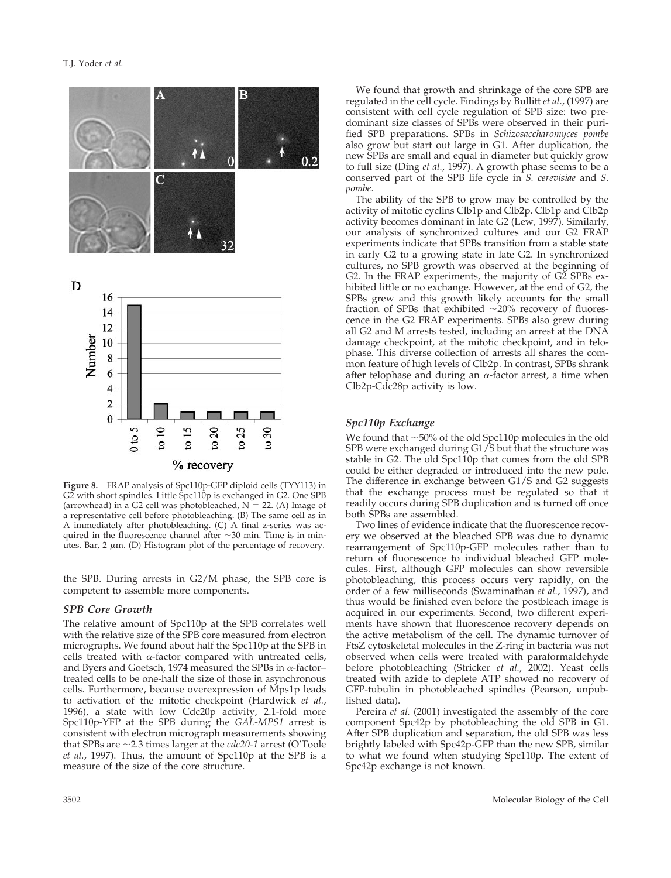**Figure 8.** FRAP analysis of Spc110p-GFP diploid cells (TYY113) in G2 with short spindles. Little Spc110p is exchanged in G2. One SPB (arrowhead) in a G2 cell was photobleached, N = 22. (A) Image of a representative cell before photobleaching. (B) The same cell as in A immediately after photobleaching. (C) A final z-series was acquired in the fluorescence channel after ~30 min. Time is in minutes. Bar, 2 μm. (D) Histogram plot of the percentage of recovery.

the SPB. During arrests in G2/M phase, the SPB core is competent to assemble more components.

### SPB Core Growth

The relative amount of Spc110p at the SPB correlates well with the relative size of the SPB core measured from electron micrographs. We found about half the Spc110p at the SPB in cells treated with α-factor compared with untreated cells, and Byers and Goetsch, 1974 measured the SPBs in α-factor–treated cells to be one-half the size of those in asynchronous cells. Furthermore, because overexpression of Mps1p leads to activation of the mitotic checkpoint (Hardwick *et al.*, 1996), a state with low Cdc20p activity, 2.1-fold more Spc110p-YFP at the SPB during the *GAL-MPS1* arrest is consistent with electron micrograph measurements showing that SPBs are ~2.3 times larger at the *cdc20-1* arrest (O'Toole *et al.*, 1997). Thus, the amount of Spc110p at the SPB is a measure of the size of the core structure.

We found that growth and shrinkage of the core SPB are regulated in the cell cycle. Findings by Bullitt *et al.*, (1997) are consistent with cell cycle regulation of SPB size: two predominant size classes of SPBs were observed in their purified SPB preparations. SPBs in *Schizosaccharomyces pombe* also grow but start out large in G1. After duplication, the new SPBs are small and equal in diameter but quickly grow to full size (Ding *et al.*, 1997). A growth phase seems to be a conserved part of the SPB life cycle in *S. cerevisiae* and *S. pombe*.

The ability of the SPB to grow may be controlled by the activity of mitotic cyclins Clb1p and Clb2p. Clb1p and Clb2p activity becomes dominant in late G2 (Lew, 1997). Similarly, our analysis of synchronized cultures and our G2 FRAP experiments indicate that SPBs transition from a stable state in early G2 to a growing state in late G2. In synchronized cultures, no SPB growth was observed at the beginning of G2. In the FRAP experiments, the majority of G2 SPBs exhibited little or no exchange. However, at the end of G2, the SPBs grew and this growth likely accounts for the small fraction of SPBs that exhibited ~20% recovery of fluorescence in the G2 FRAP experiments. SPBs also grew during all G2 and M arrests tested, including an arrest at the DNA damage checkpoint, at the mitotic checkpoint, and in telophase. This diverse collection of arrests all shares the common feature of high levels of Clb2p. In contrast, SPBs shrank after telophase and during an α-factor arrest, a time when Clb2p-Cdc28p activity is low.

### Spc110p Exchange

We found that ~50% of the old Spc110p molecules in the old SPB were exchanged during G1/S but that the structure was stable in G2. The old Spc110p that comes from the old SPB could be either degraded or introduced into the new pole. The difference in exchange between G1/S and G2 suggests that the exchange process must be regulated so that it readily occurs during SPB duplication and is turned off once both SPBs are assembled.

Two lines of evidence indicate that the fluorescence recovery we observed at the bleached SPB was due to dynamic rearrangement of Spc110p-GFP molecules rather than to return of fluorescence to individual bleached GFP molecules. First, although GFP molecules can show reversible photobleaching, this process occurs very rapidly, on the order of a few milliseconds (Swaminathan *et al.*, 1997), and thus would be finished even before the postbleach image is acquired in our experiments. Second, two different experiments have shown that fluorescence recovery depends on the active metabolism of the cell. The dynamic turnover of FtsZ cytoskeletal molecules in the Z-ring in bacteria was not observed when cells were treated with paraformaldehyde before photobleaching (Stricker *et al.*, 2002). Yeast cells treated with azide to deplete ATP showed no recovery of GFP-tubulin in photobleached spindles (Pearson, unpublished data).

Pereira *et al.* (2001) investigated the assembly of the core component Spc42p by photobleaching the old SPB in G1. After SPB duplication and separation, the old SPB was less brightly labeled with Spc42p-GFP than the new SPB, similar to what we found when studying Spc110p. The extent of Spc42p exchange is not known.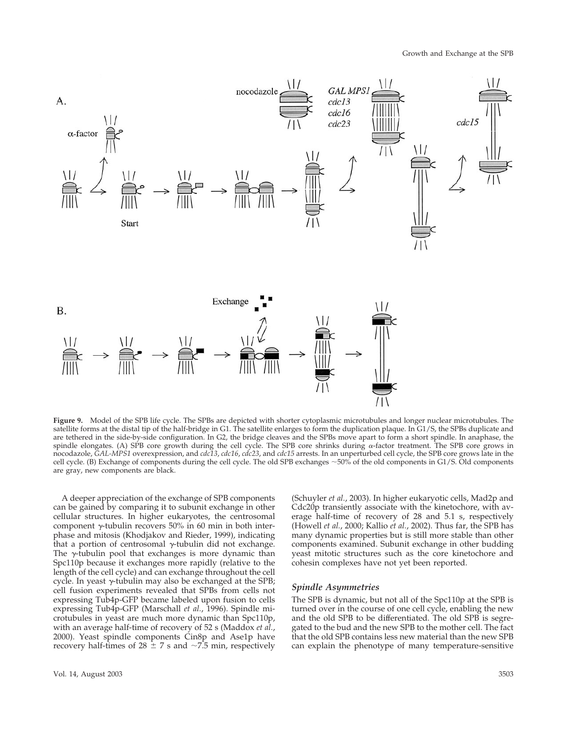**Figure 9.** Model of the SPB life cycle. The SPBs are depicted with shorter cytoplasmic microtubules and longer nuclear microtubules. The satellite forms at the distal tip of the half-bridge in G1. The satellite enlarges to form the duplication plaque. In G1/S, the SPBs duplicate and are tethered in the side-by-side configuration. In G2, the bridge cleaves and the SPBs move apart to form a short spindle. In anaphase, the spindle elongates. (A) SPB core growth during the cell cycle. The SPB core shrinks during α-factor treatment. The SPB core grows in nocodazole, *GAL-MPS1* overexpression, and *cdc13*, *cdc16*, *cdc23*, and *cdc15* arrests. In an unperturbed cell cycle, the SPB core grows late in the cell cycle. (B) Exchange of components during the cell cycle. The old SPB exchanges ~50% of the old components in G1/S. Old components are gray, new components are black.

A deeper appreciation of the exchange of SPB components can be gained by comparing it to subunit exchange in other cellular structures. In higher eukaryotes, the centrosomal component γ-tubulin recovers 50% in 60 min in both interphase and mitosis (Khodjakov and Rieder, 1999), indicating that a portion of centrosomal γ-tubulin did not exchange. The γ-tubulin pool that exchanges is more dynamic than Spc110p because it exchanges more rapidly (relative to the length of the cell cycle) and can exchange throughout the cell cycle. In yeast γ-tubulin may also be exchanged at the SPB; cell fusion experiments revealed that SPBs from cells not expressing Tub4p-GFP became labeled upon fusion to cells expressing Tub4p-GFP (Marschall *et al.*, 1996). Spindle microtubules in yeast are much more dynamic than Spc110p, with an average half-time of recovery of 52 s (Maddox *et al.*, 2000). Yeast spindle components Cin8p and Ase1p have recovery half-times of 28 ± 7 s and ~7.5 min, respectively (Schuyler *et al.*, 2003). In higher eukaryotic cells, Mad2p and Cdc20p transiently associate with the kinetochore, with average half-time of recovery of 28 and 5.1 s, respectively (Howell *et al.*, 2000; Kallio *et al.*, 2002). Thus far, the SPB has many dynamic properties but is still more stable than other components examined. Subunit exchange in other budding yeast mitotic structures such as the core kinetochore and cohesin complexes have not yet been reported.

### Spindle Asymmetries

The SPB is dynamic, but not all of the Spc110p at the SPB is turned over in the course of one cell cycle, enabling the new and the old SPB to be differentiated. The old SPB is segregated to the bud and the new SPB to the mother cell. The fact that the old SPB contains less new material than the new SPB can explain the phenotype of many temperature-sensitive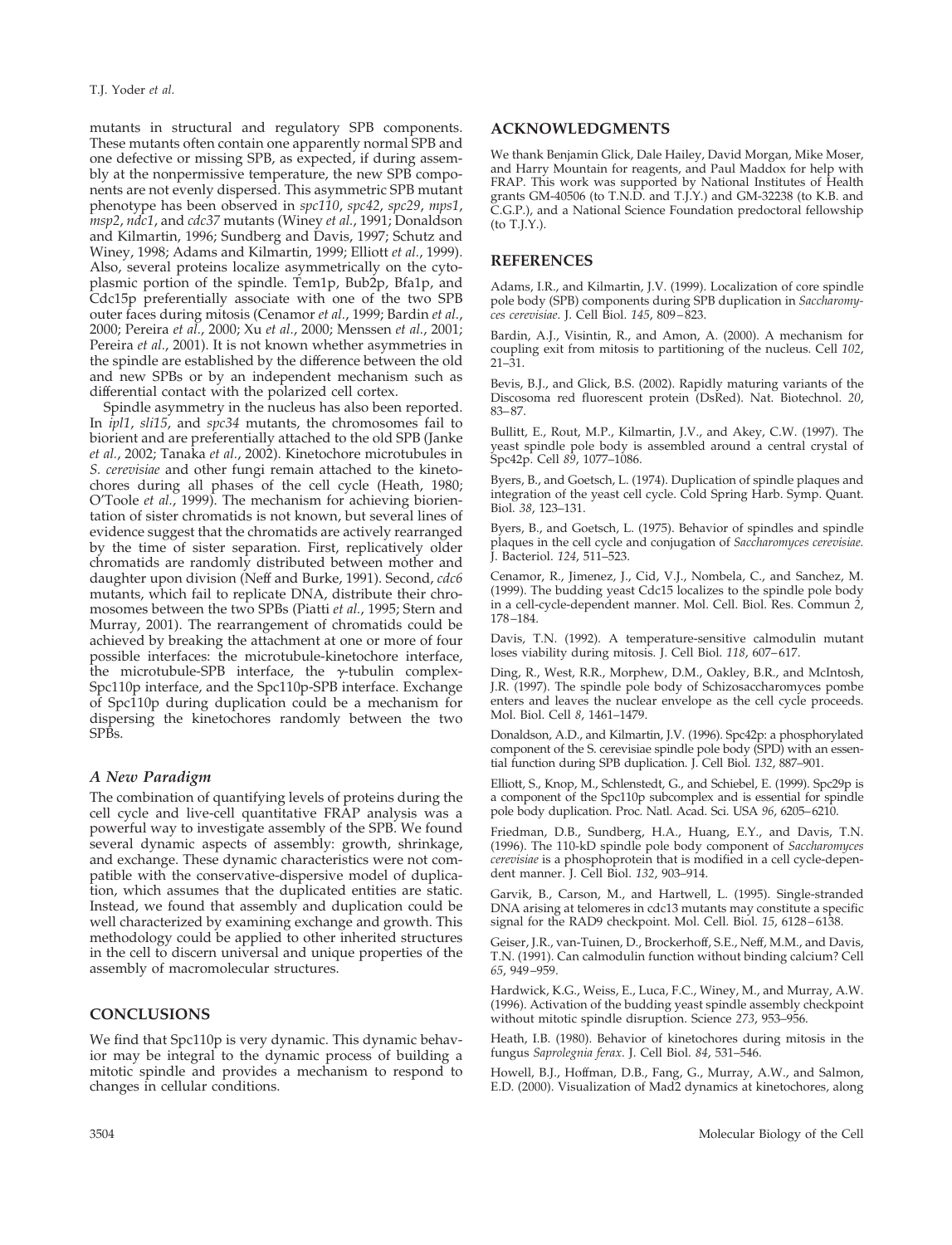mutants in structural and regulatory SPB components. These mutants often contain one apparently normal SPB and one defective or missing SPB, as expected, if during assembly at the nonpermissive temperature, the new SPB components are not evenly dispersed. This asymmetric SPB mutant phenotype has been observed in *spc110*, *spc42*, *spc29*, *mps1*, *msp2*, *ndc1*, and *cdc37* mutants (Winey *et al.*, 1991; Donaldson and Kilmartin, 1996; Sundberg and Davis, 1997; Schutz and Winey, 1998; Adams and Kilmartin, 1999; Elliott *et al.*, 1999). Also, several proteins localize asymmetrically on the cytoplasmic portion of the spindle. Tem1p, Bub2p, Bfa1p, and Cdc15p preferentially associate with one of the two SPB outer faces during mitosis (Cenamor *et al.*, 1999; Bardin *et al.*, 2000; Pereira *et al.*, 2000; Xu *et al.*, 2000; Menssen *et al.*, 2001; Pereira *et al.*, 2001). It is not known whether asymmetries in the spindle are established by the difference between the old and new SPBs or by an independent mechanism such as differential contact with the polarized cell cortex.

Spindle asymmetry in the nucleus has also been reported. In *ipl1*, *sli15*, and *spc34* mutants, the chromosomes fail to biorient and are preferentially attached to the old SPB (Janke *et al.*, 2002; Tanaka *et al.*, 2002). Kinetochore microtubules in *S. cerevisiae* and other fungi remain attached to the kinetochores during all phases of the cell cycle (Heath, 1980; O'Toole *et al.*, 1999). The mechanism for achieving biorientation of sister chromatids is not known, but several lines of evidence suggest that the chromatids are actively rearranged by the time of sister separation. First, replicatively older chromatids are randomly distributed between mother and daughter upon division (Neff and Burke, 1991). Second, *cdc6* mutants, which fail to replicate DNA, distribute their chromosomes between the two SPBs (Piatti *et al.*, 1995; Stern and Murray, 2001). The rearrangement of chromatids could be achieved by breaking the attachment at one or more of four possible interfaces: the microtubule-kinetochore interface, the microtubule-SPB interface, the γ-tubulin complex-Spc110p interface, and the Spc110p-SPB interface. Exchange of Spc110p during duplication could be a mechanism for dispersing the kinetochores randomly between the two SPBs.

### *A New Paradigm*

The combination of quantifying levels of proteins during the cell cycle and live-cell quantitative FRAP analysis was a powerful way to investigate assembly of the SPB. We found several dynamic aspects of assembly: growth, shrinkage, and exchange. These dynamic characteristics were not compatible with the conservative-dispersive model of duplication, which assumes that the duplicated entities are static. Instead, we found that assembly and duplication could be well characterized by examining exchange and growth. This methodology could be applied to other inherited structures in the cell to discern universal and unique properties of the assembly of macromolecular structures.

## CONCLUSIONS

We find that Spc110p is very dynamic. This dynamic behavior may be integral to the dynamic process of building a mitotic spindle and provides a mechanism to respond to changes in cellular conditions.

## ACKNOWLEDGMENTS

We thank Benjamin Glick, Dale Hailey, David Morgan, Mike Moser, and Harry Mountain for reagents, and Paul Maddox for help with FRAP. This work was supported by National Institutes of Health grants GM-40506 (to T.N.D. and T.J.Y.) and GM-32238 (to K.B. and C.G.P.), and a National Science Foundation predoctoral fellowship (to T.J.Y.).

## REFERENCES

Adams, I.R., and Kilmartin, J.V. (1999). Localization of core spindle pole body (SPB) components during SPB duplication in *Saccharomyces cerevisiae*. J. Cell Biol. *145*, 809–823.

Bardin, A.J., Visintin, R., and Amon, A. (2000). A mechanism for coupling exit from mitosis to partitioning of the nucleus. Cell *102*, 21–31.

Bevis, B.J., and Glick, B.S. (2002). Rapidly maturing variants of the Discosoma red fluorescent protein (DsRed). Nat. Biotechnol. *20*, 83–87.

Bullitt, E., Rout, M.P., Kilmartin, J.V., and Akey, C.W. (1997). The yeast spindle pole body is assembled around a central crystal of Spc42p. Cell *89*, 1077–1086.

Byers, B., and Goetsch, L. (1974). Duplication of spindle plaques and integration of the yeast cell cycle. Cold Spring Harb. Symp. Quant. Biol. *38*, 123–131.

Byers, B., and Goetsch, L. (1975). Behavior of spindles and spindle plaques in the cell cycle and conjugation of *Saccharomyces cerevisiae*. J. Bacteriol. *124*, 511–523.

Cenamor, R., Jimenez, J., Cid, V.J., Nombela, C., and Sanchez, M. (1999). The budding yeast Cdc15 localizes to the spindle pole body in a cell-cycle-dependent manner. Mol. Cell. Biol. Res. Commun *2*, 178–184.

Davis, T.N. (1992). A temperature-sensitive calmodulin mutant loses viability during mitosis. J. Cell Biol. *118*, 607–617.

Ding, R., West, R.R., Morphew, D.M., Oakley, B.R., and McIntosh, J.R. (1997). The spindle pole body of Schizosaccharomyces pombe enters and leaves the nuclear envelope as the cell cycle proceeds. Mol. Biol. Cell *8*, 1461–1479.

Donaldson, A.D., and Kilmartin, J.V. (1996). Spc42p: a phosphorylated component of the S. cerevisiae spindle pole body (SPD) with an essential function during SPB duplication. J. Cell Biol. *132*, 887–901.

Elliott, S., Knop, M., Schlenstedt, G., and Schiebel, E. (1999). Spc29p is a component of the Spc110p subcomplex and is essential for spindle pole body duplication. Proc. Natl. Acad. Sci. USA *96*, 6205–6210.

Friedman, D.B., Sundberg, H.A., Huang, E.Y., and Davis, T.N. (1996). The 110-kD spindle pole body component of *Saccharomyces cerevisiae* is a phosphoprotein that is modified in a cell cycle-dependent manner. J. Cell Biol. *132*, 903–914.

Garvik, B., Carson, M., and Hartwell, L. (1995). Single-stranded DNA arising at telomeres in cdc13 mutants may constitute a specific signal for the RAD9 checkpoint. Mol. Cell. Biol. *15*, 6128–6138.

Geiser, J.R., van-Tuinen, D., Brockerhoff, S.E., Neff, M.M., and Davis, T.N. (1991). Can calmodulin function without binding calcium? Cell *65*, 949–959.

Hardwick, K.G., Weiss, E., Luca, F.C., Winey, M., and Murray, A.W. (1996). Activation of the budding yeast spindle assembly checkpoint without mitotic spindle disruption. Science *273*, 953–956.

Heath, I.B. (1980). Behavior of kinetochores during mitosis in the fungus *Saprolegnia ferax*. J. Cell Biol. *84*, 531–546.

Howell, B.J., Hoffman, D.B., Fang, G., Murray, A.W., and Salmon, E.D. (2000). Visualization of Mad2 dynamics at kinetochores, along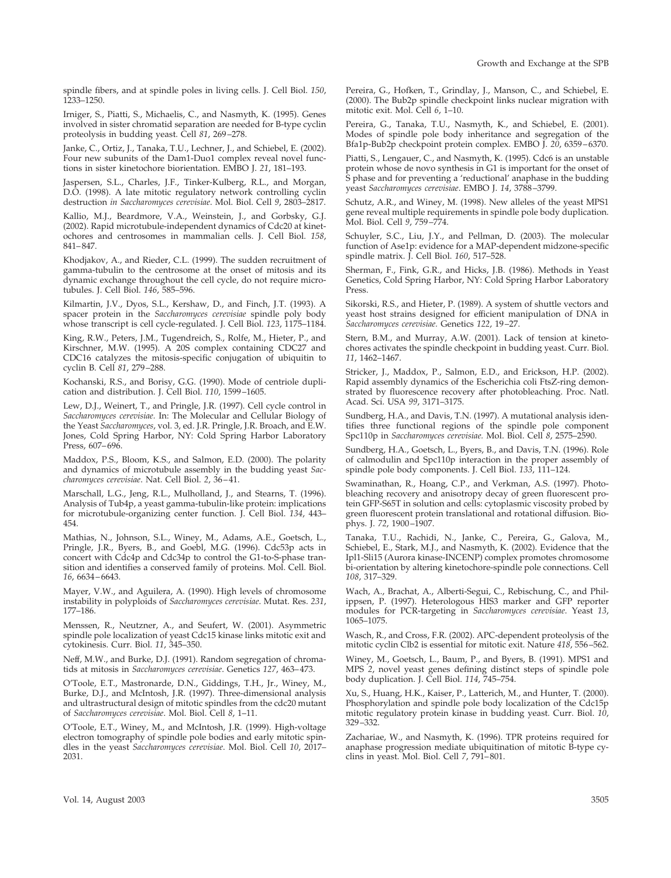spindle fibers, and at spindle poles in living cells. J. Cell Biol. *150*, 1233–1250.

Irniger, S., Piatti, S., Michaelis, C., and Nasmyth, K. (1995). Genes involved in sister chromatid separation are needed for B-type cyclin proteolysis in budding yeast. Cell *81*, 269–278.

Janke, C., Ortiz, J., Tanaka, T.U., Lechner, J., and Schiebel, E. (2002). Four new subunits of the Dam1-Duo1 complex reveal novel functions in sister kinetochore biorientation. EMBO J. *21*, 181–193.

Jaspersen, S.L., Charles, J.F., Tinker-Kulberg, R.L., and Morgan, D.O. (1998). A late mitotic regulatory network controlling cyclin destruction *in Saccharomyces cerevisiae*. Mol. Biol. Cell *9*, 2803–2817.

Kallio, M.J., Beardmore, V.A., Weinstein, J., and Gorbsky, G.J. (2002). Rapid microtubule-independent dynamics of Cdc20 at kinetochores and centrosomes in mammalian cells. J. Cell Biol. *158*, 841–847.

Khodjakov, A., and Rieder, C.L. (1999). The sudden recruitment of gamma-tubulin to the centrosome at the onset of mitosis and its dynamic exchange throughout the cell cycle, do not require microtubules. J. Cell Biol. *146*, 585–596.

Kilmartin, J.V., Dyos, S.L., Kershaw, D., and Finch, J.T. (1993). A spacer protein in the *Saccharomyces cerevisiae* spindle poly body whose transcript is cell cycle-regulated. J. Cell Biol. *123*, 1175–1184.

King, R.W., Peters, J.M., Tugendreich, S., Rolfe, M., Hieter, P., and Kirschner, M.W. (1995). A 20S complex containing CDC27 and CDC16 catalyzes the mitosis-specific conjugation of ubiquitin to cyclin B. Cell *81*, 279–288.

Kochanski, R.S., and Borisy, G.G. (1990). Mode of centriole duplication and distribution. J. Cell Biol. *110*, 1599–1605.

Lew, D.J., Weinert, T., and Pringle, J.R. (1997). Cell cycle control in *Saccharomyces cerevisiae*. In: The Molecular and Cellular Biology of the Yeast *Saccharomyces*, vol. 3, ed. J.R. Pringle, J.R. Broach, and E.W. Jones, Cold Spring Harbor, NY: Cold Spring Harbor Laboratory Press, 607–696.

Maddox, P.S., Bloom, K.S., and Salmon, E.D. (2000). The polarity and dynamics of microtubule assembly in the budding yeast *Saccharomyces cerevisiae*. Nat. Cell Biol. *2*, 36–41.

Marschall, L.G., Jeng, R.L., Mulholland, J., and Stearns, T. (1996). Analysis of Tub4p, a yeast gamma-tubulin-like protein: implications for microtubule-organizing center function. J. Cell Biol. *134*, 443–454.

Mathias, N., Johnson, S.L., Winey, M., Adams, A.E., Goetsch, L., Pringle, J.R., Byers, B., and Goebl, M.G. (1996). Cdc53p acts in concert with Cdc4p and Cdc34p to control the G1-to-S-phase transition and identifies a conserved family of proteins. Mol. Cell. Biol. *16*, 6634–6643.

Mayer, V.W., and Aguilera, A. (1990). High levels of chromosome instability in polyploids of *Saccharomyces cerevisiae*. Mutat. Res. *231*, 177–186.

Menssen, R., Neutzner, A., and Seufert, W. (2001). Asymmetric spindle pole localization of yeast Cdc15 kinase links mitotic exit and cytokinesis. Curr. Biol. *11*, 345–350.

Neff, M.W., and Burke, D.J. (1991). Random segregation of chromatids at mitosis in *Saccharomyces cerevisiae*. Genetics *127*, 463–473.

O'Toole, E.T., Mastronarde, D.N., Giddings, T.H., Jr., Winey, M., Burke, D.J., and McIntosh, J.R. (1997). Three-dimensional analysis and ultrastructural design of mitotic spindles from the cdc20 mutant of *Saccharomyces cerevisiae*. Mol. Biol. Cell *8*, 1–11.

O'Toole, E.T., Winey, M., and McIntosh, J.R. (1999). High-voltage electron tomography of spindle pole bodies and early mitotic spindles in the yeast *Saccharomyces cerevisiae*. Mol. Biol. Cell *10*, 2017–2031.

Pereira, G., Hofken, T., Grindlay, J., Manson, C., and Schiebel, E. (2000). The Bub2p spindle checkpoint links nuclear migration with mitotic exit. Mol. Cell *6*, 1–10.

Pereira, G., Tanaka, T.U., Nasmyth, K., and Schiebel, E. (2001). Modes of spindle pole body inheritance and segregation of the Bfa1p-Bub2p checkpoint protein complex. EMBO J. *20*, 6359–6370.

Piatti, S., Lengauer, C., and Nasmyth, K. (1995). Cdc6 is an unstable protein whose de novo synthesis in G1 is important for the onset of S phase and for preventing a 'reductional' anaphase in the budding yeast *Saccharomyces cerevisiae*. EMBO J. *14*, 3788–3799.

Schutz, A.R., and Winey, M. (1998). New alleles of the yeast MPS1 gene reveal multiple requirements in spindle pole body duplication. Mol. Biol. Cell *9*, 759–774.

Schuyler, S.C., Liu, J.Y., and Pellman, D. (2003). The molecular function of Ase1p: evidence for a MAP-dependent midzone-specific spindle matrix. J. Cell Biol. *160*, 517–528.

Sherman, F., Fink, G.R., and Hicks, J.B. (1986). Methods in Yeast Genetics, Cold Spring Harbor, NY: Cold Spring Harbor Laboratory Press.

Sikorski, R.S., and Hieter, P. (1989). A system of shuttle vectors and yeast host strains designed for efficient manipulation of DNA in *Saccharomyces cerevisiae*. Genetics *122*, 19–27.

Stern, B.M., and Murray, A.W. (2001). Lack of tension at kinetochores activates the spindle checkpoint in budding yeast. Curr. Biol. *11*, 1462–1467.

Stricker, J., Maddox, P., Salmon, E.D., and Erickson, H.P. (2002). Rapid assembly dynamics of the Escherichia coli FtsZ-ring demonstrated by fluorescence recovery after photobleaching. Proc. Natl. Acad. Sci. USA *99*, 3171–3175.

Sundberg, H.A., and Davis, T.N. (1997). A mutational analysis identifies three functional regions of the spindle pole component Spc110p in *Saccharomyces cerevisiae*. Mol. Biol. Cell *8*, 2575–2590.

Sundberg, H.A., Goetsch, L., Byers, B., and Davis, T.N. (1996). Role of calmodulin and Spc110p interaction in the proper assembly of spindle pole body components. J. Cell Biol. *133*, 111–124.

Swaminathan, R., Hoang, C.P., and Verkman, A.S. (1997). Photobleaching recovery and anisotropy decay of green fluorescent protein GFP-S65T in solution and cells: cytoplasmic viscosity probed by green fluorescent protein translational and rotational diffusion. Biophys. J. *72*, 1900–1907.

Tanaka, T.U., Rachidi, N., Janke, C., Pereira, G., Galova, M., Schiebel, E., Stark, M.J., and Nasmyth, K. (2002). Evidence that the Ipl1-Sli15 (Aurora kinase-INCENP) complex promotes chromosome bi-orientation by altering kinetochore-spindle pole connections. Cell *108*, 317–329.

Wach, A., Brachat, A., Alberti-Segui, C., Rebischung, C., and Philippsen, P. (1997). Heterologous HIS3 marker and GFP reporter modules for PCR-targeting in *Saccharomyces cerevisiae*. Yeast *13*, 1065–1075.

Wasch, R., and Cross, F.R. (2002). APC-dependent proteolysis of the mitotic cyclin Clb2 is essential for mitotic exit. Nature *418*, 556–562.

Winey, M., Goetsch, L., Baum, P., and Byers, B. (1991). MPS1 and MPS 2, novel yeast genes defining distinct steps of spindle pole body duplication. J. Cell Biol. *114*, 745–754.

Xu, S., Huang, H.K., Kaiser, P., Latterich, M., and Hunter, T. (2000). Phosphorylation and spindle pole body localization of the Cdc15p mitotic regulatory protein kinase in budding yeast. Curr. Biol. *10*, 329–332.

Zachariae, W., and Nasmyth, K. (1996). TPR proteins required for anaphase progression mediate ubiquitination of mitotic B-type cyclins in yeast. Mol. Biol. Cell *7*, 791–801.